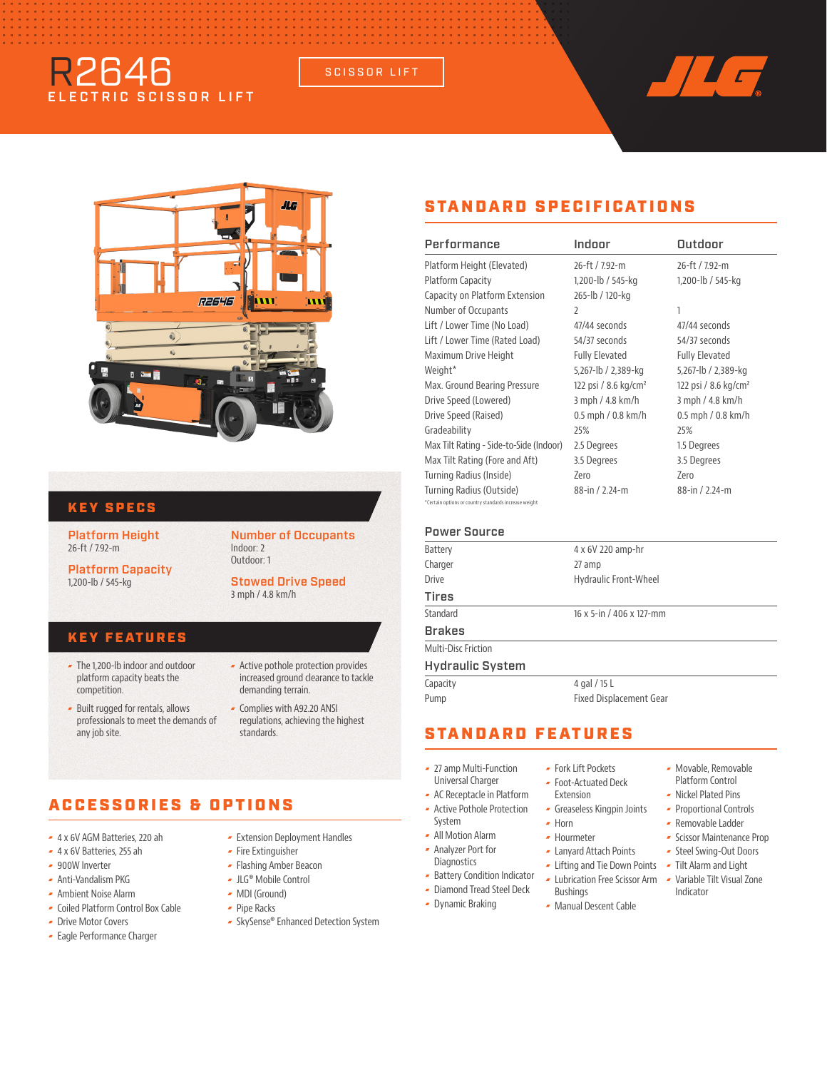# R2646

## ELECTRIC SCISSOR LIFT

SCISSOR LIFT

JLG

## KEY SPECS

**Platform Height**
26-ft / 7.92-m

**Platform Capacity**
1,200-lb / 545-kg

**Number of Occupants**
Indoor: 2
Outdoor: 1

**Stowed Drive Speed**
3 mph / 4.8 km/h

## KEY FEATURES

- The 1,200-lb indoor and outdoor platform capacity beats the competition.
- Built rugged for rentals, allows professionals to meet the demands of any job site.
- Active pothole protection provides increased ground clearance to tackle demanding terrain.
- Complies with A92.20 ANSI regulations, achieving the highest standards.

## ACCESSORIES & OPTIONS

- 4 x 6V AGM Batteries, 220 ah
- 4 x 6V Batteries, 255 ah
- 900W Inverter
- Anti-Vandalism PKG
- Ambient Noise Alarm
- Coiled Platform Control Box Cable
- Drive Motor Covers
- Eagle Performance Charger
- Extension Deployment Handles
- Fire Extinguisher
- Flashing Amber Beacon
- JLG® Mobile Control
- MDI (Ground)
- Pipe Racks
- SkySense® Enhanced Detection System

## STANDARD SPECIFICATIONS

| Performance | Indoor | Outdoor |
|---|---|---|
| Platform Height (Elevated) | 26-ft / 7.92-m | 26-ft / 7.92-m |
| Platform Capacity | 1,200-lb / 545-kg | 1,200-lb / 545-kg |
| Capacity on Platform Extension | 265-lb / 120-kg | |
| Number of Occupants | 2 | 1 |
| Lift / Lower Time (No Load) | 47/44 seconds | 47/44 seconds |
| Lift / Lower Time (Rated Load) | 54/37 seconds | 54/37 seconds |
| Maximum Drive Height | Fully Elevated | Fully Elevated |
| Weight* | 5,267-lb / 2,389-kg | 5,267-lb / 2,389-kg |
| Max. Ground Bearing Pressure | 122 psi / 8.6 kg/cm² | 122 psi / 8.6 kg/cm² |
| Drive Speed (Lowered) | 3 mph / 4.8 km/h | 3 mph / 4.8 km/h |
| Drive Speed (Raised) | 0.5 mph / 0.8 km/h | 0.5 mph / 0.8 km/h |
| Gradeability | 25% | 25% |
| Max Tilt Rating - Side-to-Side (Indoor) | 2.5 Degrees | 1.5 Degrees |
| Max Tilt Rating (Fore and Aft) | 3.5 Degrees | 3.5 Degrees |
| Turning Radius (Inside) | Zero | Zero |
| Turning Radius (Outside) | 88-in / 2.24-m | 88-in / 2.24-m |

*Certain options or country standards increase weight

### Power Source

| | |
|---|---|
| Battery | 4 x 6V 220 amp-hr |
| Charger | 27 amp |
| Drive | Hydraulic Front-Wheel |

### Tires

| | |
|---|---|
| Standard | 16 x 5-in / 406 x 127-mm |

### Brakes

Multi-Disc Friction

### Hydraulic System

| | |
|---|---|
| Capacity | 4 gal / 15 L |
| Pump | Fixed Displacement Gear |

## STANDARD FEATURES

- 27 amp Multi-Function Universal Charger
- AC Receptacle in Platform
- Active Pothole Protection System
- All Motion Alarm
- Analyzer Port for Diagnostics
- Battery Condition Indicator
- Diamond Tread Steel Deck
- Dynamic Braking
- Fork Lift Pockets
- Foot-Actuated Deck Extension
- Greaseless Kingpin Joints
- Horn
- Hourmeter
- Lanyard Attach Points
- Lifting and Tie Down Points
- Lubrication Free Scissor Arm Bushings
- Manual Descent Cable
- Movable, Removable Platform Control
- Nickel Plated Pins
- Proportional Controls
- Removable Ladder
- Scissor Maintenance Prop
- Steel Swing-Out Doors
- Tilt Alarm and Light
- Variable Tilt Visual Zone Indicator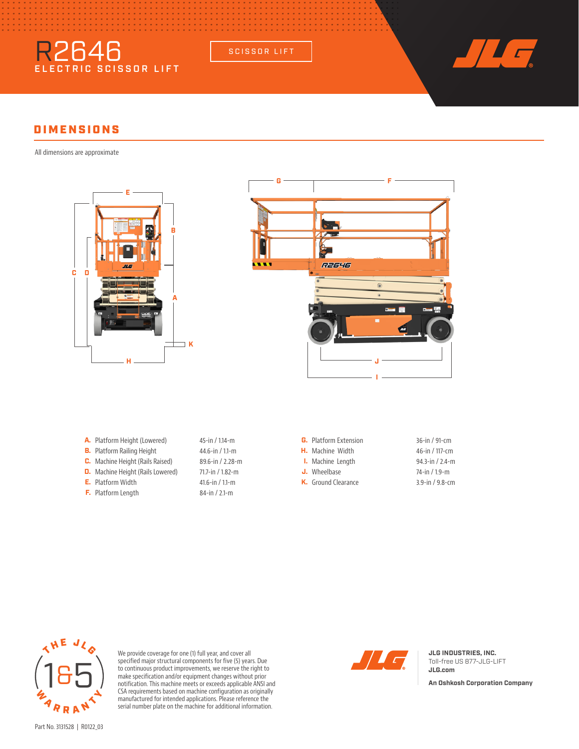# R2646

ELECTRIC SCISSOR LIFT

SCISSOR LIFT

## DIMENSIONS

All dimensions are approximate

| | | |
|---|---|---|
| **A.** | Platform Height (Lowered) | 45-in / 1.14-m |
| **B.** | Platform Railing Height | 44.6-in / 1.1-m |
| **C.** | Machine Height (Rails Raised) | 89.6-in / 2.28-m |
| **D.** | Machine Height (Rails Lowered) | 71.7-in / 1.82-m |
| **E.** | Platform Width | 41.6-in / 1.1-m |
| **F.** | Platform Length | 84-in / 2.1-m |
| **G.** | Platform Extension | 36-in / 91-cm |
| **H.** | Machine Width | 46-in / 117-cm |
| **I.** | Machine Length | 94.3-in / 2.4-m |
| **J.** | Wheelbase | 74-in / 1.9-m |
| **K.** | Ground Clearance | 3.9-in / 9.8-cm |

THE JLG 1&5 WARRANTY

We provide coverage for one (1) full year, and cover all specified major structural components for five (5) years. Due to continuous product improvements, we reserve the right to make specification and/or equipment changes without prior notification. This machine meets or exceeds applicable ANSI and CSA requirements based on machine configuration as originally manufactured for intended applications. Please reference the serial number plate on the machine for additional information.

**JLG INDUSTRIES, INC.**
Toll-free US 877-JLG-LIFT
**JLG.com**

**An Oshkosh Corporation Company**

Part No. 3131528 | R0122_03